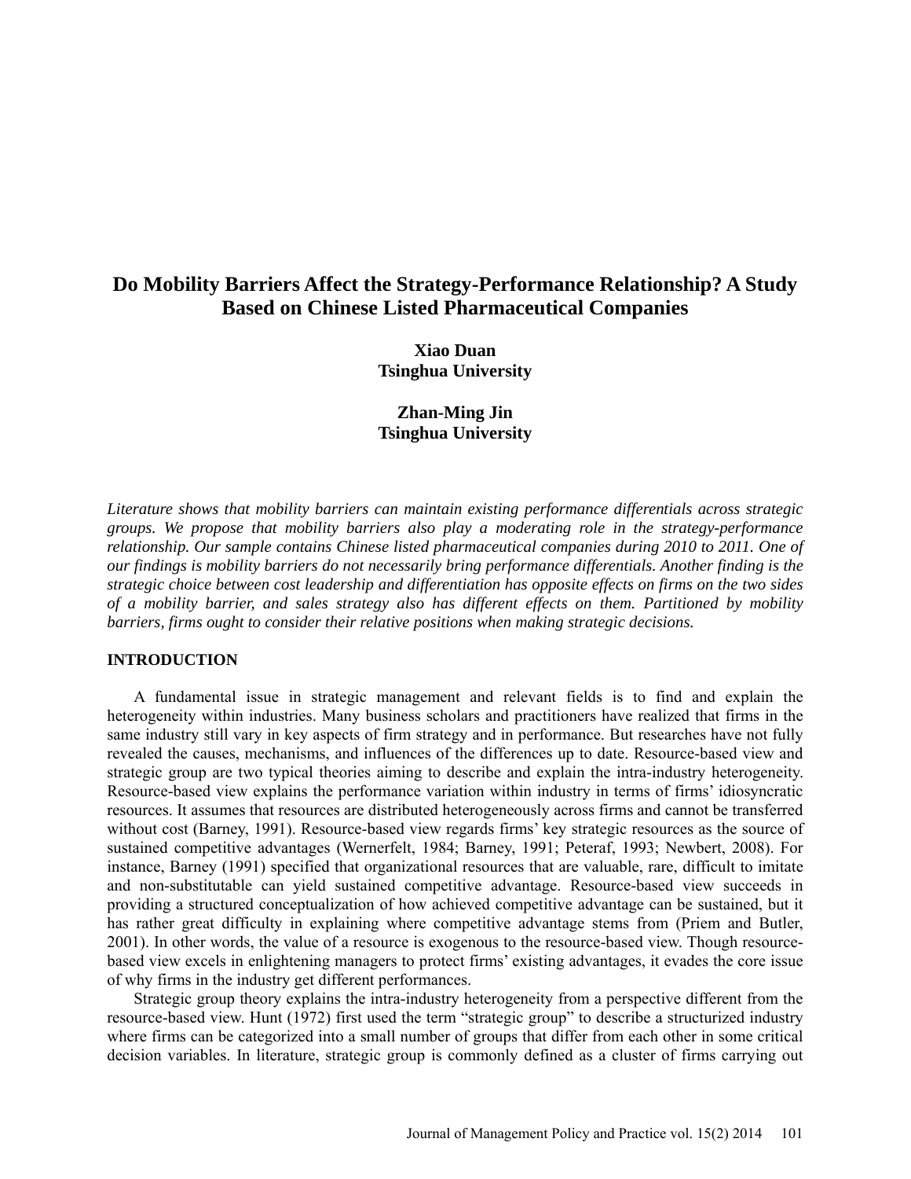# Do Mobility Barriers Affect the Strategy-Performance Relationship? A Study Based on Chinese Listed Pharmaceutical Companies

**Xiao Duan**
**Tsinghua University**

**Zhan-Ming Jin**
**Tsinghua University**

*Literature shows that mobility barriers can maintain existing performance differentials across strategic groups. We propose that mobility barriers also play a moderating role in the strategy-performance relationship. Our sample contains Chinese listed pharmaceutical companies during 2010 to 2011. One of our findings is mobility barriers do not necessarily bring performance differentials. Another finding is the strategic choice between cost leadership and differentiation has opposite effects on firms on the two sides of a mobility barrier, and sales strategy also has different effects on them. Partitioned by mobility barriers, firms ought to consider their relative positions when making strategic decisions.*

## INTRODUCTION

A fundamental issue in strategic management and relevant fields is to find and explain the heterogeneity within industries. Many business scholars and practitioners have realized that firms in the same industry still vary in key aspects of firm strategy and in performance. But researches have not fully revealed the causes, mechanisms, and influences of the differences up to date. Resource-based view and strategic group are two typical theories aiming to describe and explain the intra-industry heterogeneity. Resource-based view explains the performance variation within industry in terms of firms' idiosyncratic resources. It assumes that resources are distributed heterogeneously across firms and cannot be transferred without cost (Barney, 1991). Resource-based view regards firms' key strategic resources as the source of sustained competitive advantages (Wernerfelt, 1984; Barney, 1991; Peteraf, 1993; Newbert, 2008). For instance, Barney (1991) specified that organizational resources that are valuable, rare, difficult to imitate and non-substitutable can yield sustained competitive advantage. Resource-based view succeeds in providing a structured conceptualization of how achieved competitive advantage can be sustained, but it has rather great difficulty in explaining where competitive advantage stems from (Priem and Butler, 2001). In other words, the value of a resource is exogenous to the resource-based view. Though resource-based view excels in enlightening managers to protect firms' existing advantages, it evades the core issue of why firms in the industry get different performances.

Strategic group theory explains the intra-industry heterogeneity from a perspective different from the resource-based view. Hunt (1972) first used the term "strategic group" to describe a structurized industry where firms can be categorized into a small number of groups that differ from each other in some critical decision variables. In literature, strategic group is commonly defined as a cluster of firms carrying out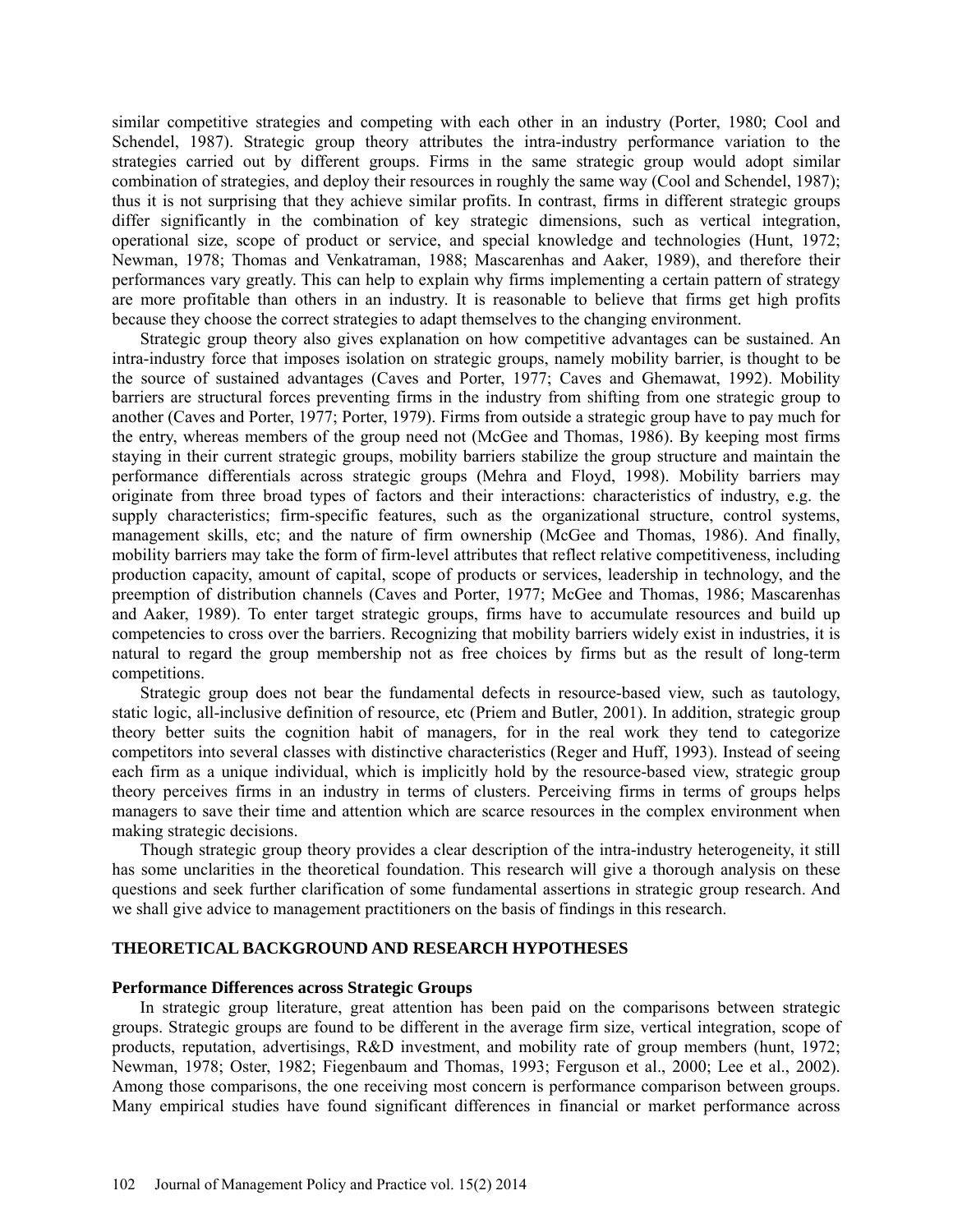similar competitive strategies and competing with each other in an industry (Porter, 1980; Cool and Schendel, 1987). Strategic group theory attributes the intra-industry performance variation to the strategies carried out by different groups. Firms in the same strategic group would adopt similar combination of strategies, and deploy their resources in roughly the same way (Cool and Schendel, 1987); thus it is not surprising that they achieve similar profits. In contrast, firms in different strategic groups differ significantly in the combination of key strategic dimensions, such as vertical integration, operational size, scope of product or service, and special knowledge and technologies (Hunt, 1972; Newman, 1978; Thomas and Venkatraman, 1988; Mascarenhas and Aaker, 1989), and therefore their performances vary greatly. This can help to explain why firms implementing a certain pattern of strategy are more profitable than others in an industry. It is reasonable to believe that firms get high profits because they choose the correct strategies to adapt themselves to the changing environment.

Strategic group theory also gives explanation on how competitive advantages can be sustained. An intra-industry force that imposes isolation on strategic groups, namely mobility barrier, is thought to be the source of sustained advantages (Caves and Porter, 1977; Caves and Ghemawat, 1992). Mobility barriers are structural forces preventing firms in the industry from shifting from one strategic group to another (Caves and Porter, 1977; Porter, 1979). Firms from outside a strategic group have to pay much for the entry, whereas members of the group need not (McGee and Thomas, 1986). By keeping most firms staying in their current strategic groups, mobility barriers stabilize the group structure and maintain the performance differentials across strategic groups (Mehra and Floyd, 1998). Mobility barriers may originate from three broad types of factors and their interactions: characteristics of industry, e.g. the supply characteristics; firm-specific features, such as the organizational structure, control systems, management skills, etc; and the nature of firm ownership (McGee and Thomas, 1986). And finally, mobility barriers may take the form of firm-level attributes that reflect relative competitiveness, including production capacity, amount of capital, scope of products or services, leadership in technology, and the preemption of distribution channels (Caves and Porter, 1977; McGee and Thomas, 1986; Mascarenhas and Aaker, 1989). To enter target strategic groups, firms have to accumulate resources and build up competencies to cross over the barriers. Recognizing that mobility barriers widely exist in industries, it is natural to regard the group membership not as free choices by firms but as the result of long-term competitions.

Strategic group does not bear the fundamental defects in resource-based view, such as tautology, static logic, all-inclusive definition of resource, etc (Priem and Butler, 2001). In addition, strategic group theory better suits the cognition habit of managers, for in the real work they tend to categorize competitors into several classes with distinctive characteristics (Reger and Huff, 1993). Instead of seeing each firm as a unique individual, which is implicitly hold by the resource-based view, strategic group theory perceives firms in an industry in terms of clusters. Perceiving firms in terms of groups helps managers to save their time and attention which are scarce resources in the complex environment when making strategic decisions.

Though strategic group theory provides a clear description of the intra-industry heterogeneity, it still has some unclarities in the theoretical foundation. This research will give a thorough analysis on these questions and seek further clarification of some fundamental assertions in strategic group research. And we shall give advice to management practitioners on the basis of findings in this research.

## THEORETICAL BACKGROUND AND RESEARCH HYPOTHESES

### Performance Differences across Strategic Groups

In strategic group literature, great attention has been paid on the comparisons between strategic groups. Strategic groups are found to be different in the average firm size, vertical integration, scope of products, reputation, advertisings, R&D investment, and mobility rate of group members (hunt, 1972; Newman, 1978; Oster, 1982; Fiegenbaum and Thomas, 1993; Ferguson et al., 2000; Lee et al., 2002). Among those comparisons, the one receiving most concern is performance comparison between groups. Many empirical studies have found significant differences in financial or market performance across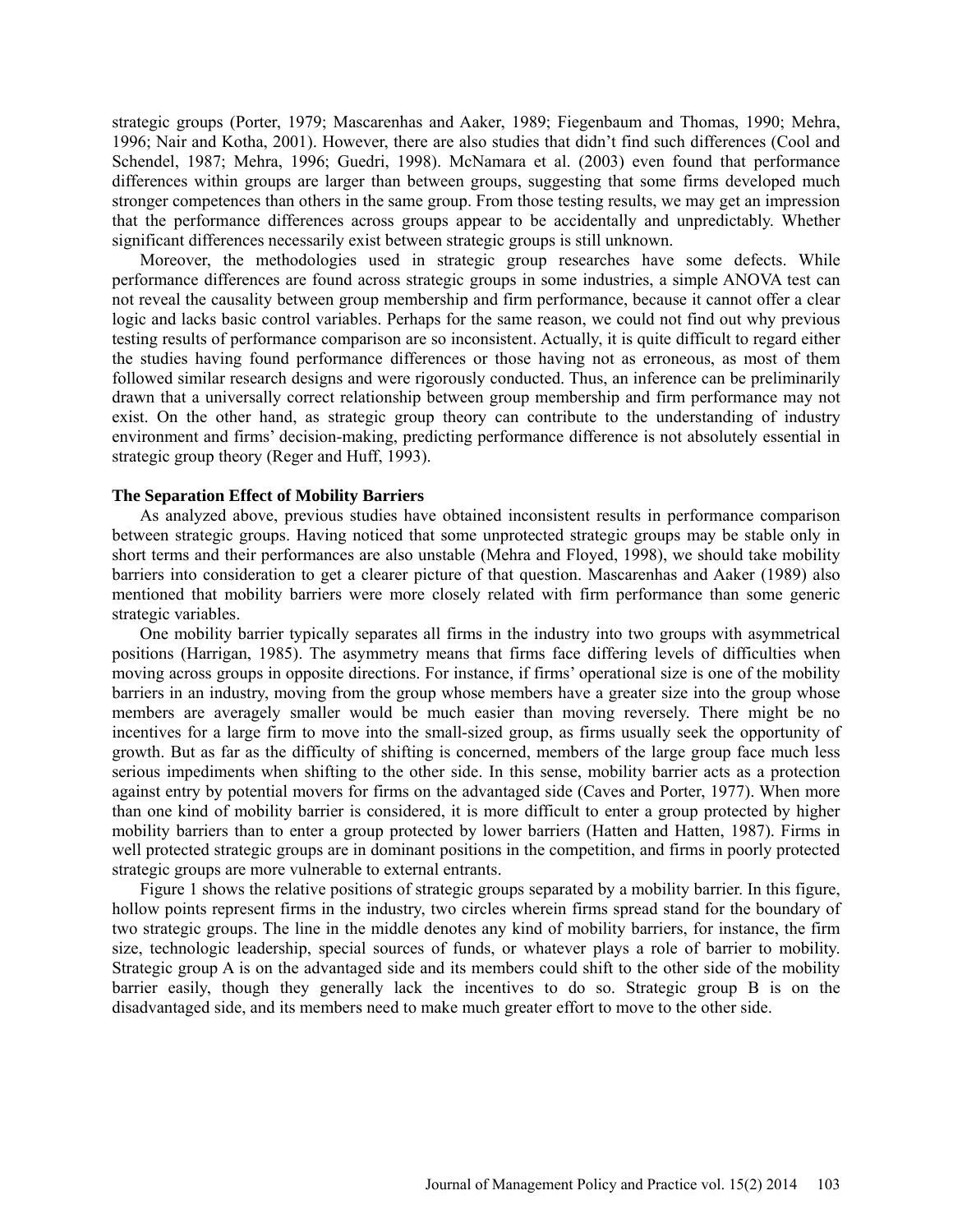strategic groups (Porter, 1979; Mascarenhas and Aaker, 1989; Fiegenbaum and Thomas, 1990; Mehra, 1996; Nair and Kotha, 2001). However, there are also studies that didn't find such differences (Cool and Schendel, 1987; Mehra, 1996; Guedri, 1998). McNamara et al. (2003) even found that performance differences within groups are larger than between groups, suggesting that some firms developed much stronger competences than others in the same group. From those testing results, we may get an impression that the performance differences across groups appear to be accidentally and unpredictably. Whether significant differences necessarily exist between strategic groups is still unknown.

Moreover, the methodologies used in strategic group researches have some defects. While performance differences are found across strategic groups in some industries, a simple ANOVA test can not reveal the causality between group membership and firm performance, because it cannot offer a clear logic and lacks basic control variables. Perhaps for the same reason, we could not find out why previous testing results of performance comparison are so inconsistent. Actually, it is quite difficult to regard either the studies having found performance differences or those having not as erroneous, as most of them followed similar research designs and were rigorously conducted. Thus, an inference can be preliminarily drawn that a universally correct relationship between group membership and firm performance may not exist. On the other hand, as strategic group theory can contribute to the understanding of industry environment and firms' decision-making, predicting performance difference is not absolutely essential in strategic group theory (Reger and Huff, 1993).

**The Separation Effect of Mobility Barriers**

As analyzed above, previous studies have obtained inconsistent results in performance comparison between strategic groups. Having noticed that some unprotected strategic groups may be stable only in short terms and their performances are also unstable (Mehra and Floyed, 1998), we should take mobility barriers into consideration to get a clearer picture of that question. Mascarenhas and Aaker (1989) also mentioned that mobility barriers were more closely related with firm performance than some generic strategic variables.

One mobility barrier typically separates all firms in the industry into two groups with asymmetrical positions (Harrigan, 1985). The asymmetry means that firms face differing levels of difficulties when moving across groups in opposite directions. For instance, if firms' operational size is one of the mobility barriers in an industry, moving from the group whose members have a greater size into the group whose members are averagely smaller would be much easier than moving reversely. There might be no incentives for a large firm to move into the small-sized group, as firms usually seek the opportunity of growth. But as far as the difficulty of shifting is concerned, members of the large group face much less serious impediments when shifting to the other side. In this sense, mobility barrier acts as a protection against entry by potential movers for firms on the advantaged side (Caves and Porter, 1977). When more than one kind of mobility barrier is considered, it is more difficult to enter a group protected by higher mobility barriers than to enter a group protected by lower barriers (Hatten and Hatten, 1987). Firms in well protected strategic groups are in dominant positions in the competition, and firms in poorly protected strategic groups are more vulnerable to external entrants.

Figure 1 shows the relative positions of strategic groups separated by a mobility barrier. In this figure, hollow points represent firms in the industry, two circles wherein firms spread stand for the boundary of two strategic groups. The line in the middle denotes any kind of mobility barriers, for instance, the firm size, technologic leadership, special sources of funds, or whatever plays a role of barrier to mobility. Strategic group A is on the advantaged side and its members could shift to the other side of the mobility barrier easily, though they generally lack the incentives to do so. Strategic group B is on the disadvantaged side, and its members need to make much greater effort to move to the other side.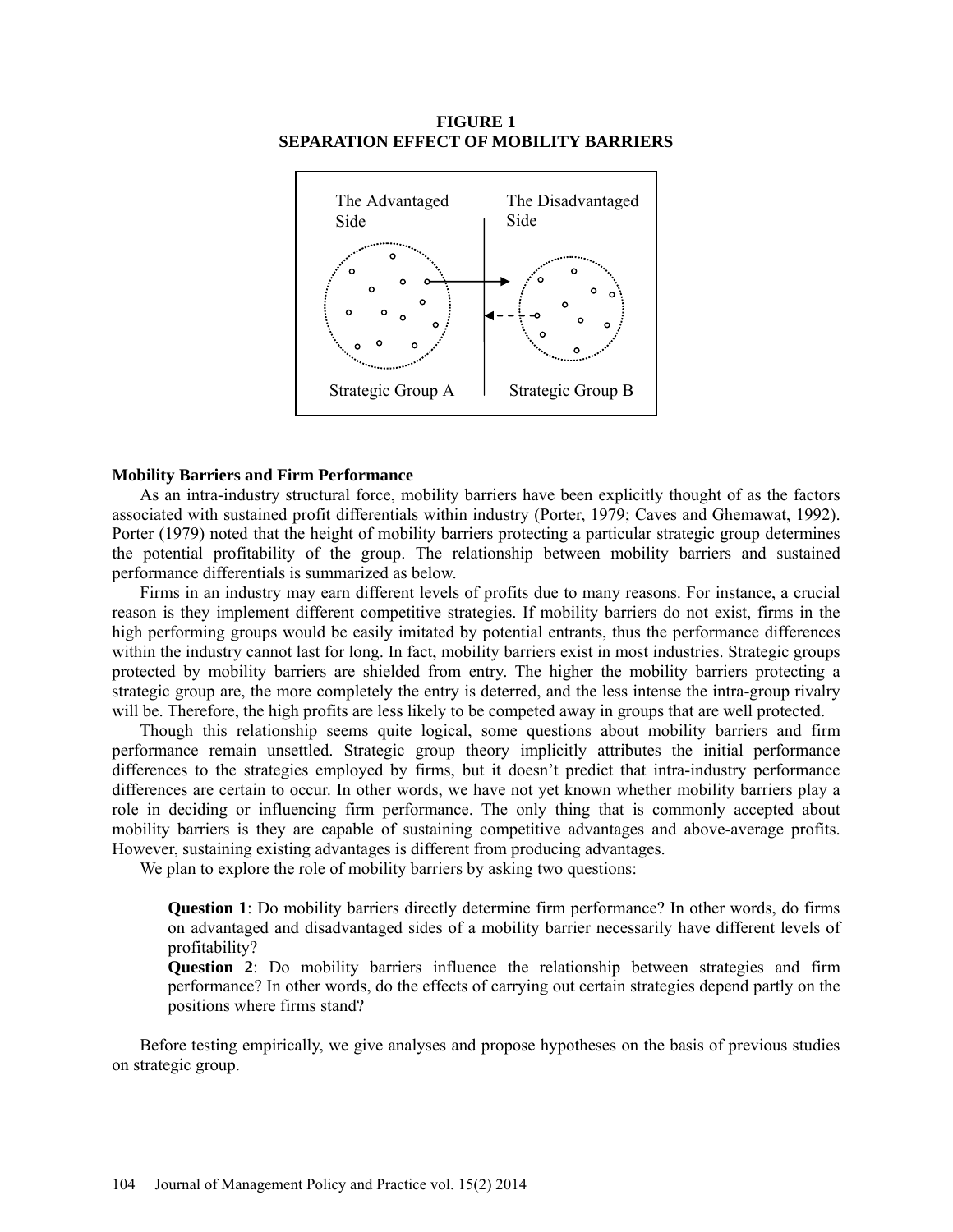**FIGURE 1**
**SEPARATION EFFECT OF MOBILITY BARRIERS**

The Advantaged Side | The Disadvantaged Side

Strategic Group A | Strategic Group B

### Mobility Barriers and Firm Performance

As an intra-industry structural force, mobility barriers have been explicitly thought of as the factors associated with sustained profit differentials within industry (Porter, 1979; Caves and Ghemawat, 1992). Porter (1979) noted that the height of mobility barriers protecting a particular strategic group determines the potential profitability of the group. The relationship between mobility barriers and sustained performance differentials is summarized as below.

Firms in an industry may earn different levels of profits due to many reasons. For instance, a crucial reason is they implement different competitive strategies. If mobility barriers do not exist, firms in the high performing groups would be easily imitated by potential entrants, thus the performance differences within the industry cannot last for long. In fact, mobility barriers exist in most industries. Strategic groups protected by mobility barriers are shielded from entry. The higher the mobility barriers protecting a strategic group are, the more completely the entry is deterred, and the less intense the intra-group rivalry will be. Therefore, the high profits are less likely to be competed away in groups that are well protected.

Though this relationship seems quite logical, some questions about mobility barriers and firm performance remain unsettled. Strategic group theory implicitly attributes the initial performance differences to the strategies employed by firms, but it doesn't predict that intra-industry performance differences are certain to occur. In other words, we have not yet known whether mobility barriers play a role in deciding or influencing firm performance. The only thing that is commonly accepted about mobility barriers is they are capable of sustaining competitive advantages and above-average profits. However, sustaining existing advantages is different from producing advantages.

We plan to explore the role of mobility barriers by asking two questions:

> **Question 1**: Do mobility barriers directly determine firm performance? In other words, do firms on advantaged and disadvantaged sides of a mobility barrier necessarily have different levels of profitability?
>
> **Question 2**: Do mobility barriers influence the relationship between strategies and firm performance? In other words, do the effects of carrying out certain strategies depend partly on the positions where firms stand?

Before testing empirically, we give analyses and propose hypotheses on the basis of previous studies on strategic group.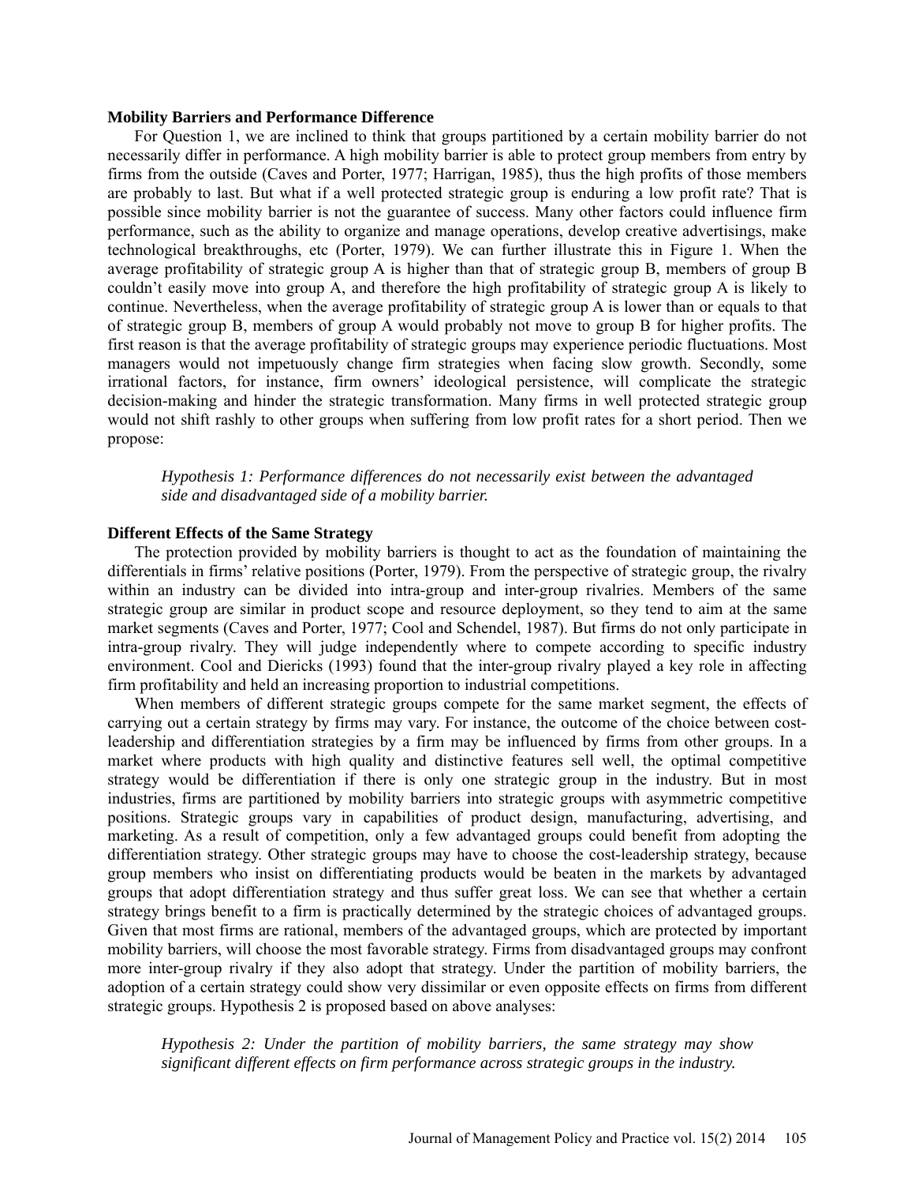**Mobility Barriers and Performance Difference**

For Question 1, we are inclined to think that groups partitioned by a certain mobility barrier do not necessarily differ in performance. A high mobility barrier is able to protect group members from entry by firms from the outside (Caves and Porter, 1977; Harrigan, 1985), thus the high profits of those members are probably to last. But what if a well protected strategic group is enduring a low profit rate? That is possible since mobility barrier is not the guarantee of success. Many other factors could influence firm performance, such as the ability to organize and manage operations, develop creative advertisings, make technological breakthroughs, etc (Porter, 1979). We can further illustrate this in Figure 1. When the average profitability of strategic group A is higher than that of strategic group B, members of group B couldn't easily move into group A, and therefore the high profitability of strategic group A is likely to continue. Nevertheless, when the average profitability of strategic group A is lower than or equals to that of strategic group B, members of group A would probably not move to group B for higher profits. The first reason is that the average profitability of strategic groups may experience periodic fluctuations. Most managers would not impetuously change firm strategies when facing slow growth. Secondly, some irrational factors, for instance, firm owners' ideological persistence, will complicate the strategic decision-making and hinder the strategic transformation. Many firms in well protected strategic group would not shift rashly to other groups when suffering from low profit rates for a short period. Then we propose:

*Hypothesis 1: Performance differences do not necessarily exist between the advantaged side and disadvantaged side of a mobility barrier.*

**Different Effects of the Same Strategy**

The protection provided by mobility barriers is thought to act as the foundation of maintaining the differentials in firms' relative positions (Porter, 1979). From the perspective of strategic group, the rivalry within an industry can be divided into intra-group and inter-group rivalries. Members of the same strategic group are similar in product scope and resource deployment, so they tend to aim at the same market segments (Caves and Porter, 1977; Cool and Schendel, 1987). But firms do not only participate in intra-group rivalry. They will judge independently where to compete according to specific industry environment. Cool and Dierickx (1993) found that the inter-group rivalry played a key role in affecting firm profitability and held an increasing proportion to industrial competitions.

When members of different strategic groups compete for the same market segment, the effects of carrying out a certain strategy by firms may vary. For instance, the outcome of the choice between cost-leadership and differentiation strategies by a firm may be influenced by firms from other groups. In a market where products with high quality and distinctive features sell well, the optimal competitive strategy would be differentiation if there is only one strategic group in the industry. But in most industries, firms are partitioned by mobility barriers into strategic groups with asymmetric competitive positions. Strategic groups vary in capabilities of product design, manufacturing, advertising, and marketing. As a result of competition, only a few advantaged groups could benefit from adopting the differentiation strategy. Other strategic groups may have to choose the cost-leadership strategy, because group members who insist on differentiating products would be beaten in the markets by advantaged groups that adopt differentiation strategy and thus suffer great loss. We can see that whether a certain strategy brings benefit to a firm is practically determined by the strategic choices of advantaged groups. Given that most firms are rational, members of the advantaged groups, which are protected by important mobility barriers, will choose the most favorable strategy. Firms from disadvantaged groups may confront more inter-group rivalry if they also adopt that strategy. Under the partition of mobility barriers, the adoption of a certain strategy could show very dissimilar or even opposite effects on firms from different strategic groups. Hypothesis 2 is proposed based on above analyses:

*Hypothesis 2: Under the partition of mobility barriers, the same strategy may show significant different effects on firm performance across strategic groups in the industry.*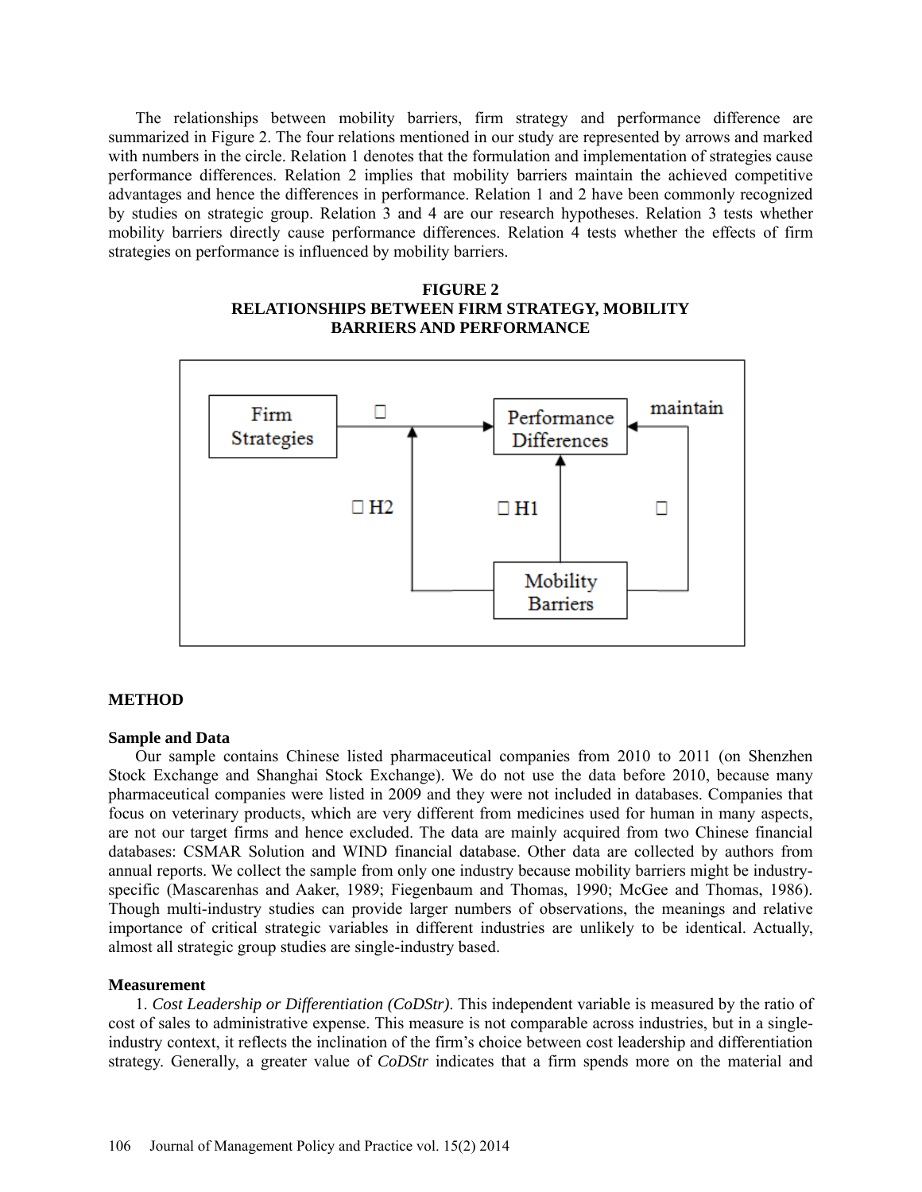The relationships between mobility barriers, firm strategy and performance difference are summarized in Figure 2. The four relations mentioned in our study are represented by arrows and marked with numbers in the circle. Relation 1 denotes that the formulation and implementation of strategies cause performance differences. Relation 2 implies that mobility barriers maintain the achieved competitive advantages and hence the differences in performance. Relation 1 and 2 have been commonly recognized by studies on strategic group. Relation 3 and 4 are our research hypotheses. Relation 3 tests whether mobility barriers directly cause performance differences. Relation 4 tests whether the effects of firm strategies on performance is influenced by mobility barriers.

**FIGURE 2**
**RELATIONSHIPS BETWEEN FIRM STRATEGY, MOBILITY BARRIERS AND PERFORMANCE**

Firm Strategies → Performance Differences ← maintain — Mobility Barriers; H1: Mobility Barriers → Performance Differences; H2: Mobility Barriers → (Firm Strategies → Performance Differences)

## METHOD

### Sample and Data

Our sample contains Chinese listed pharmaceutical companies from 2010 to 2011 (on Shenzhen Stock Exchange and Shanghai Stock Exchange). We do not use the data before 2010, because many pharmaceutical companies were listed in 2009 and they were not included in databases. Companies that focus on veterinary products, which are very different from medicines used for human in many aspects, are not our target firms and hence excluded. The data are mainly acquired from two Chinese financial databases: CSMAR Solution and WIND financial database. Other data are collected by authors from annual reports. We collect the sample from only one industry because mobility barriers might be industry-specific (Mascarenhas and Aaker, 1989; Fiegenbaum and Thomas, 1990; McGee and Thomas, 1986). Though multi-industry studies can provide larger numbers of observations, the meanings and relative importance of critical strategic variables in different industries are unlikely to be identical. Actually, almost all strategic group studies are single-industry based.

### Measurement

1. *Cost Leadership or Differentiation (CoDStr)*. This independent variable is measured by the ratio of cost of sales to administrative expense. This measure is not comparable across industries, but in a single-industry context, it reflects the inclination of the firm's choice between cost leadership and differentiation strategy. Generally, a greater value of *CoDStr* indicates that a firm spends more on the material and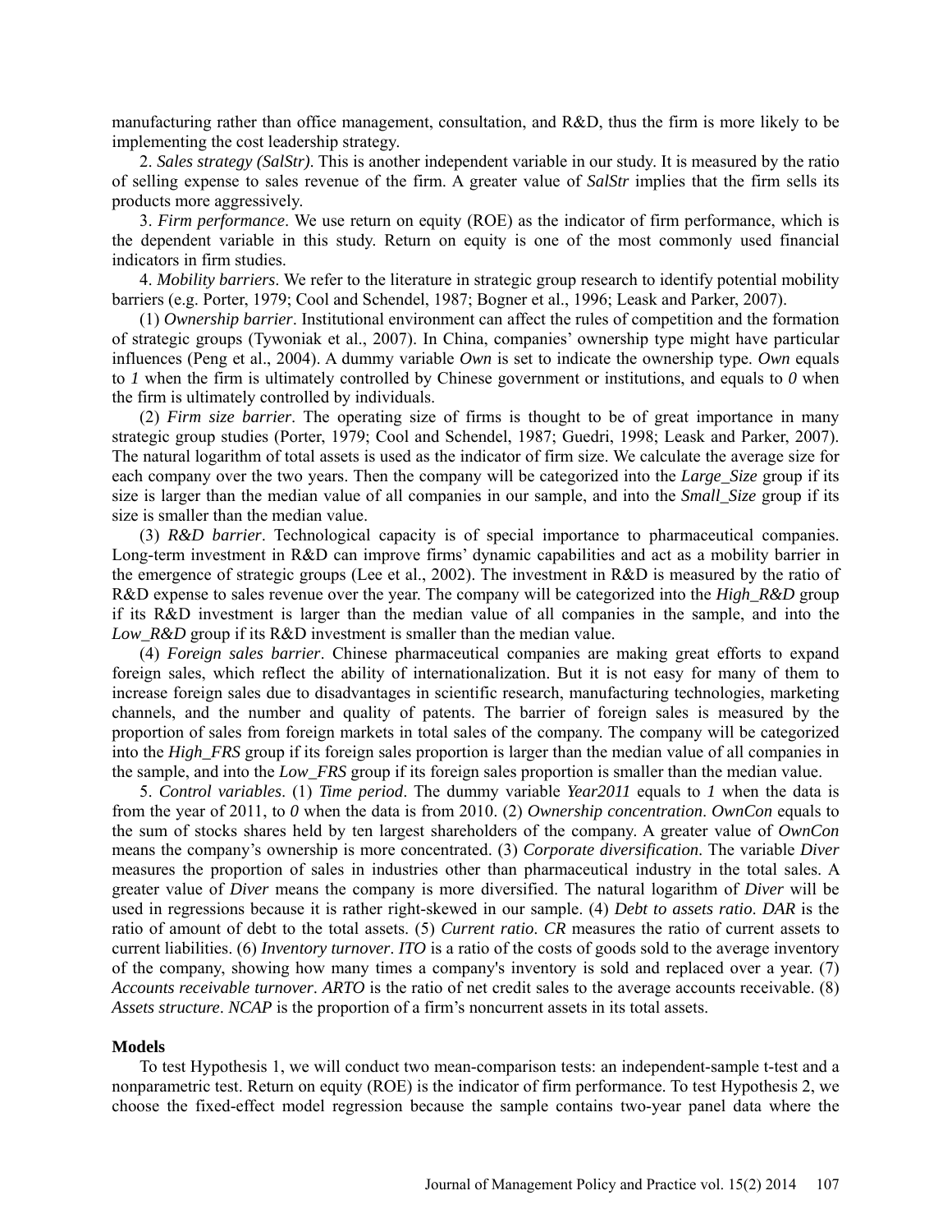manufacturing rather than office management, consultation, and R&D, thus the firm is more likely to be implementing the cost leadership strategy.

2. *Sales strategy (SalStr)*. This is another independent variable in our study. It is measured by the ratio of selling expense to sales revenue of the firm. A greater value of ***SalStr*** implies that the firm sells its products more aggressively.

3. *Firm performance*. We use return on equity (ROE) as the indicator of firm performance, which is the dependent variable in this study. Return on equity is one of the most commonly used financial indicators in firm studies.

4. *Mobility barriers*. We refer to the literature in strategic group research to identify potential mobility barriers (e.g. Porter, 1979; Cool and Schendel, 1987; Bogner et al., 1996; Leask and Parker, 2007).

(1) *Ownership barrier*. Institutional environment can affect the rules of competition and the formation of strategic groups (Tywoniak et al., 2007). In China, companies' ownership type might have particular influences (Peng et al., 2004). A dummy variable *Own* is set to indicate the ownership type. *Own* equals to *1* when the firm is ultimately controlled by Chinese government or institutions, and equals to *0* when the firm is ultimately controlled by individuals.

(2) *Firm size barrier*. The operating size of firms is thought to be of great importance in many strategic group studies (Porter, 1979; Cool and Schendel, 1987; Guedri, 1998; Leask and Parker, 2007). The natural logarithm of total assets is used as the indicator of firm size. We calculate the average size for each company over the two years. Then the company will be categorized into the *Large_Size* group if its size is larger than the median value of all companies in our sample, and into the *Small_Size* group if its size is smaller than the median value.

(3) *R&D barrier*. Technological capacity is of special importance to pharmaceutical companies. Long-term investment in R&D can improve firms' dynamic capabilities and act as a mobility barrier in the emergence of strategic groups (Lee et al., 2002). The investment in R&D is measured by the ratio of R&D expense to sales revenue over the year. The company will be categorized into the *High_R&D* group if its R&D investment is larger than the median value of all companies in the sample, and into the *Low_R&D* group if its R&D investment is smaller than the median value.

(4) *Foreign sales barrier*. Chinese pharmaceutical companies are making great efforts to expand foreign sales, which reflect the ability of internationalization. But it is not easy for many of them to increase foreign sales due to disadvantages in scientific research, manufacturing technologies, marketing channels, and the number and quality of patents. The barrier of foreign sales is measured by the proportion of sales from foreign markets in total sales of the company. The company will be categorized into the *High_FRS* group if its foreign sales proportion is larger than the median value of all companies in the sample, and into the *Low_FRS* group if its foreign sales proportion is smaller than the median value.

5. *Control variables*. (1) *Time period*. The dummy variable *Year2011* equals to *1* when the data is from the year of 2011, to *0* when the data is from 2010. (2) *Ownership concentration*. *OwnCon* equals to the sum of stocks shares held by ten largest shareholders of the company. A greater value of *OwnCon* means the company's ownership is more concentrated. (3) *Corporate diversification*. The variable *Diver* measures the proportion of sales in industries other than pharmaceutical industry in the total sales. A greater value of *Diver* means the company is more diversified. The natural logarithm of *Diver* will be used in regressions because it is rather right-skewed in our sample. (4) *Debt to assets ratio*. *DAR* is the ratio of amount of debt to the total assets. (5) *Current ratio*. *CR* measures the ratio of current assets to current liabilities. (6) *Inventory turnover*. *ITO* is a ratio of the costs of goods sold to the average inventory of the company, showing how many times a company's inventory is sold and replaced over a year. (7) *Accounts receivable turnover*. *ARTO* is the ratio of net credit sales to the average accounts receivable. (8) *Assets structure*. *NCAP* is the proportion of a firm's noncurrent assets in its total assets.

### Models

To test Hypothesis 1, we will conduct two mean-comparison tests: an independent-sample t-test and a nonparametric test. Return on equity (ROE) is the indicator of firm performance. To test Hypothesis 2, we choose the fixed-effect model regression because the sample contains two-year panel data where the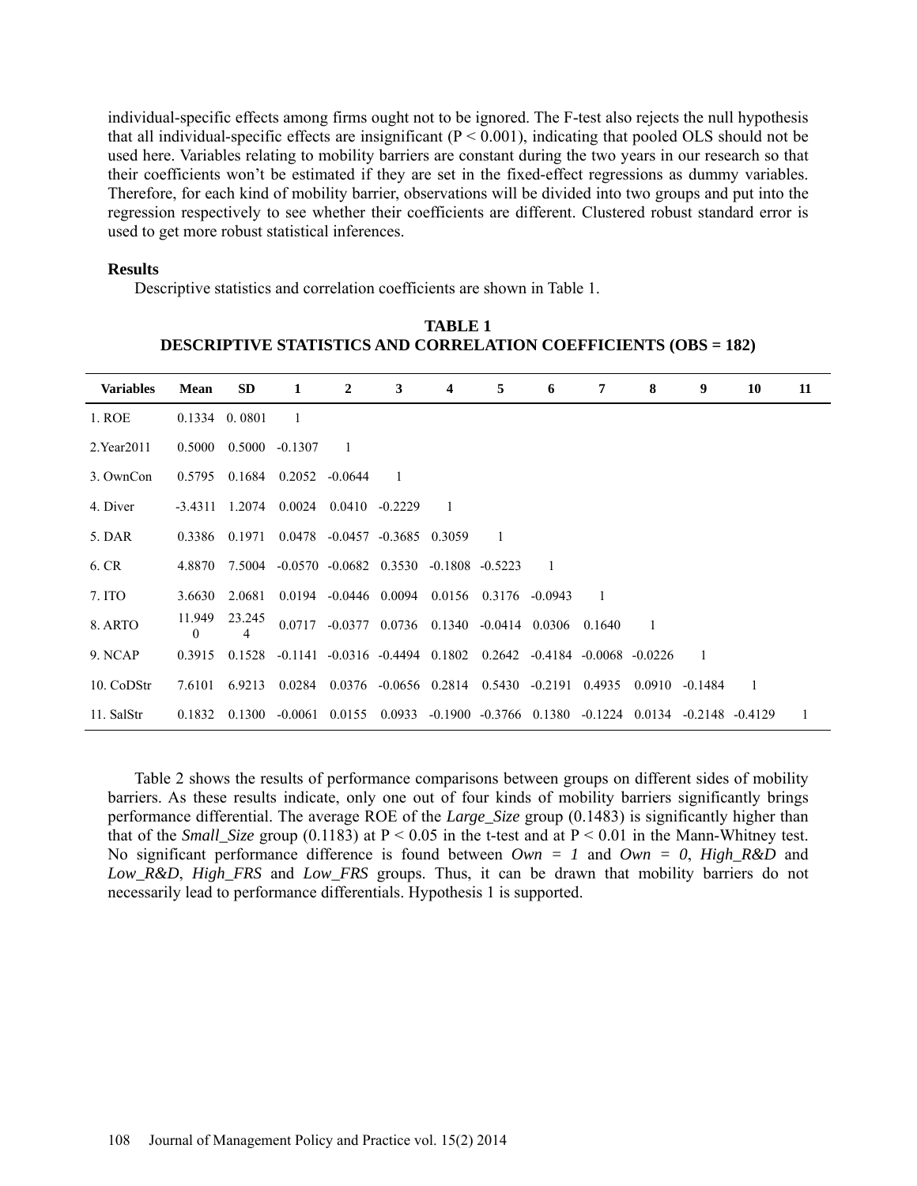individual-specific effects among firms ought not to be ignored. The F-test also rejects the null hypothesis that all individual-specific effects are insignificant ($P < 0.001$), indicating that pooled OLS should not be used here. Variables relating to mobility barriers are constant during the two years in our research so that their coefficients won't be estimated if they are set in the fixed-effect regressions as dummy variables. Therefore, for each kind of mobility barrier, observations will be divided into two groups and put into the regression respectively to see whether their coefficients are different. Clustered robust standard error is used to get more robust statistical inferences.

**Results**

Descriptive statistics and correlation coefficients are shown in Table 1.

**TABLE 1**
**DESCRIPTIVE STATISTICS AND CORRELATION COEFFICIENTS (OBS = 182)**

| Variables | Mean | SD | 1 | 2 | 3 | 4 | 5 | 6 | 7 | 8 | 9 | 10 | 11 |
|---|---|---|---|---|---|---|---|---|---|---|---|---|---|
| 1. ROE | 0.1334 | 0. 0801 | 1 | | | | | | | | | | |
| 2.Year2011 | 0.5000 | 0.5000 | -0.1307 | 1 | | | | | | | | | |
| 3. OwnCon | 0.5795 | 0.1684 | 0.2052 | -0.0644 | 1 | | | | | | | | |
| 4. Diver | -3.4311 | 1.2074 | 0.0024 | 0.0410 | -0.2229 | 1 | | | | | | | |
| 5. DAR | 0.3386 | 0.1971 | 0.0478 | -0.0457 | -0.3685 | 0.3059 | 1 | | | | | | |
| 6. CR | 4.8870 | 7.5004 | -0.0570 | -0.0682 | 0.3530 | -0.1808 | -0.5223 | 1 | | | | | |
| 7. ITO | 3.6630 | 2.0681 | 0.0194 | -0.0446 | 0.0094 | 0.0156 | 0.3176 | -0.0943 | 1 | | | | |
| 8. ARTO | 11.9490 | 23.2454 | 0.0717 | -0.0377 | 0.0736 | 0.1340 | -0.0414 | 0.0306 | 0.1640 | 1 | | | |
| 9. NCAP | 0.3915 | 0.1528 | -0.1141 | -0.0316 | -0.4494 | 0.1802 | 0.2642 | -0.4184 | -0.0068 | -0.0226 | 1 | | |
| 10. CoDStr | 7.6101 | 6.9213 | 0.0284 | 0.0376 | -0.0656 | 0.2814 | 0.5430 | -0.2191 | 0.4935 | 0.0910 | -0.1484 | 1 | |
| 11. SalStr | 0.1832 | 0.1300 | -0.0061 | 0.0155 | 0.0933 | -0.1900 | -0.3766 | 0.1380 | -0.1224 | 0.0134 | -0.2148 | -0.4129 | 1 |

Table 2 shows the results of performance comparisons between groups on different sides of mobility barriers. As these results indicate, only one out of four kinds of mobility barriers significantly brings performance differential. The average ROE of the *Large_Size* group (0.1483) is significantly higher than that of the *Small_Size* group (0.1183) at $P < 0.05$ in the t-test and at $P < 0.01$ in the Mann-Whitney test. No significant performance difference is found between *Own = 1* and *Own = 0*, *High_R&D* and *Low_R&D*, *High_FRS* and *Low_FRS* groups. Thus, it can be drawn that mobility barriers do not necessarily lead to performance differentials. Hypothesis 1 is supported.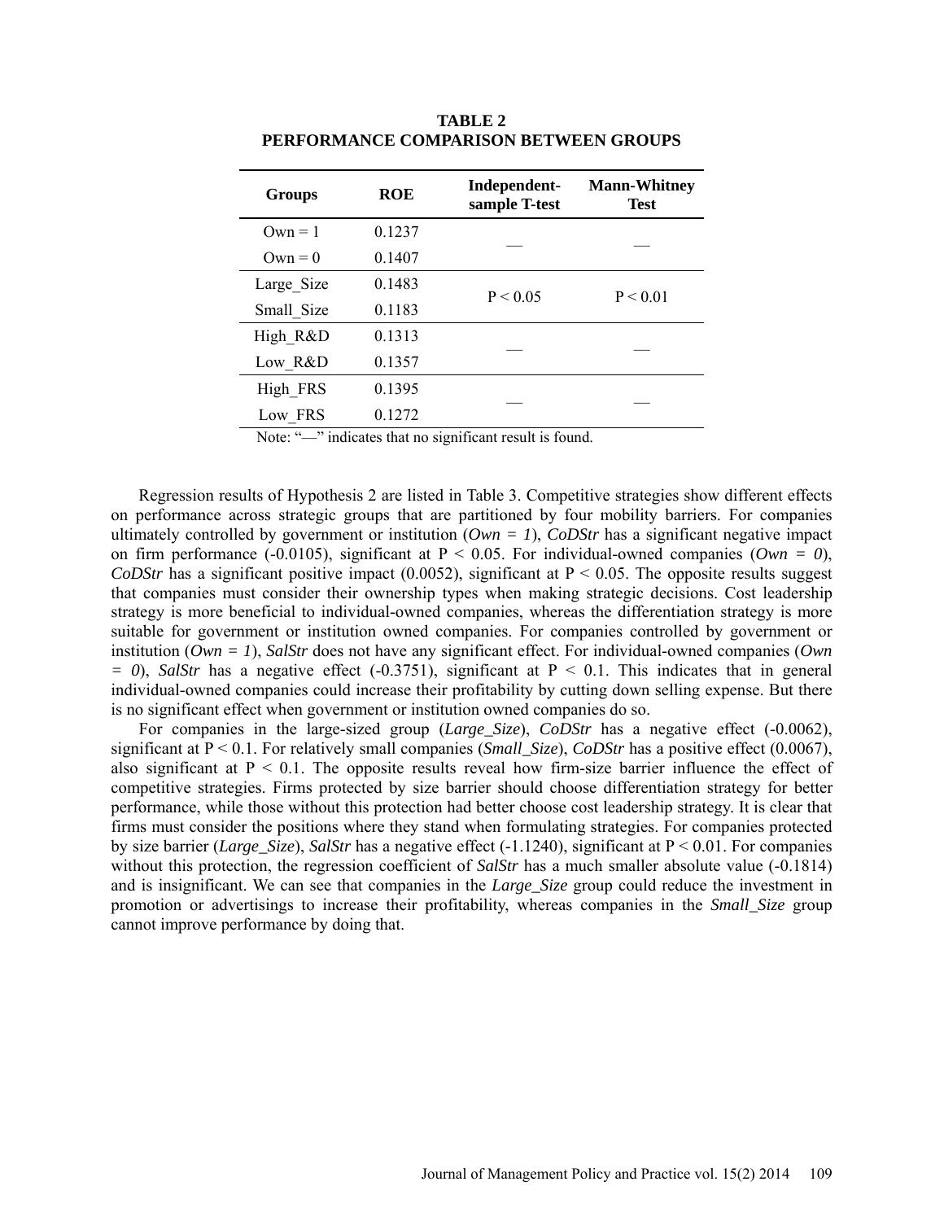**TABLE 2**
**PERFORMANCE COMPARISON BETWEEN GROUPS**

| Groups | ROE | Independent-sample T-test | Mann-Whitney Test |
|---|---|---|---|
| Own = 1 | 0.1237 | — | — |
| Own = 0 | 0.1407 | | |
| Large_Size | 0.1483 | P < 0.05 | P < 0.01 |
| Small_Size | 0.1183 | | |
| High_R&D | 0.1313 | — | — |
| Low_R&D | 0.1357 | | |
| High_FRS | 0.1395 | — | — |
| Low_FRS | 0.1272 | | |

Note: "—" indicates that no significant result is found.

Regression results of Hypothesis 2 are listed in Table 3. Competitive strategies show different effects on performance across strategic groups that are partitioned by four mobility barriers. For companies ultimately controlled by government or institution (*Own = 1*), *CoDStr* has a significant negative impact on firm performance (-0.0105), significant at $P < 0.05$. For individual-owned companies (*Own = 0*), *CoDStr* has a significant positive impact (0.0052), significant at $P < 0.05$. The opposite results suggest that companies must consider their ownership types when making strategic decisions. Cost leadership strategy is more beneficial to individual-owned companies, whereas the differentiation strategy is more suitable for government or institution owned companies. For companies controlled by government or institution (*Own = 1*), *SalStr* does not have any significant effect. For individual-owned companies (*Own = 0*), *SalStr* has a negative effect (-0.3751), significant at $P < 0.1$. This indicates that in general individual-owned companies could increase their profitability by cutting down selling expense. But there is no significant effect when government or institution owned companies do so.

For companies in the large-sized group (*Large_Size*), *CoDStr* has a negative effect (-0.0062), significant at $P < 0.1$. For relatively small companies (*Small_Size*), *CoDStr* has a positive effect (0.0067), also significant at $P < 0.1$. The opposite results reveal how firm-size barrier influence the effect of competitive strategies. Firms protected by size barrier should choose differentiation strategy for better performance, while those without this protection had better choose cost leadership strategy. It is clear that firms must consider the positions where they stand when formulating strategies. For companies protected by size barrier (*Large_Size*), *SalStr* has a negative effect (-1.1240), significant at $P < 0.01$. For companies without this protection, the regression coefficient of *SalStr* has a much smaller absolute value (-0.1814) and is insignificant. We can see that companies in the *Large_Size* group could reduce the investment in promotion or advertisings to increase their profitability, whereas companies in the *Small_Size* group cannot improve performance by doing that.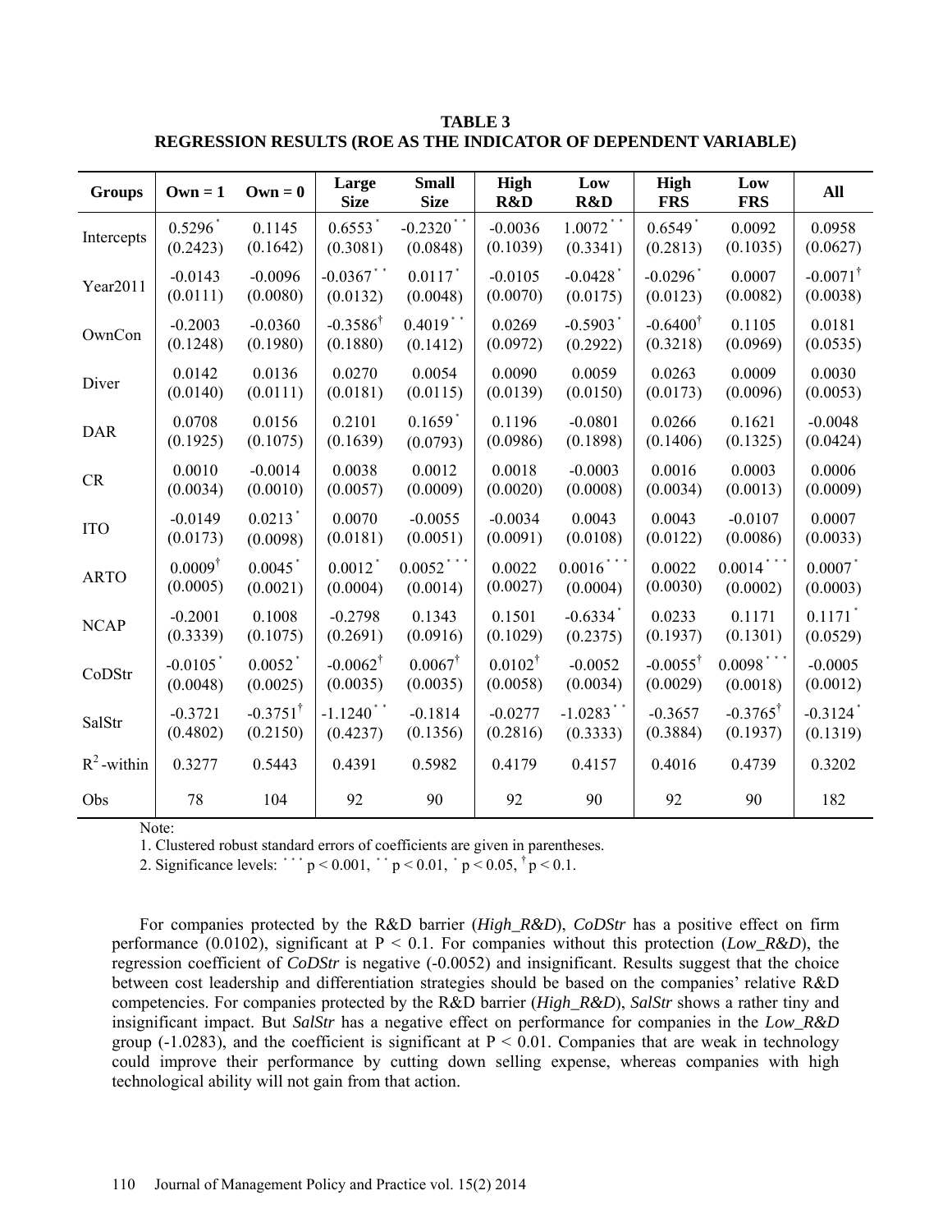**TABLE 3**
**REGRESSION RESULTS (ROE AS THE INDICATOR OF DEPENDENT VARIABLE)**

| Groups | Own = 1 | Own = 0 | Large Size | Small Size | High R&D | Low R&D | High FRS | Low FRS | All |
|---|---|---|---|---|---|---|---|---|---|
| Intercepts | $0.5296^{*}$ (0.2423) | 0.1145 (0.1642) | $0.6553^{*}$ (0.3081) | $-0.2320^{**}$ (0.0848) | -0.0036 (0.1039) | $1.0072^{**}$ (0.3341) | $0.6549^{*}$ (0.2813) | 0.0092 (0.1035) | 0.0958 (0.0627) |
| Year2011 | -0.0143 (0.0111) | -0.0096 (0.0080) | $-0.0367^{**}$ (0.0132) | $0.0117^{*}$ (0.0048) | -0.0105 (0.0070) | $-0.0428^{*}$ (0.0175) | $-0.0296^{*}$ (0.0123) | 0.0007 (0.0082) | $-0.0071^{\dagger}$ (0.0038) |
| OwnCon | -0.2003 (0.1248) | -0.0360 (0.1980) | $-0.3586^{\dagger}$ (0.1880) | $0.4019^{**}$ (0.1412) | 0.0269 (0.0972) | $-0.5903^{*}$ (0.2922) | $-0.6400^{\dagger}$ (0.3218) | 0.1105 (0.0969) | 0.0181 (0.0535) |
| Diver | 0.0142 (0.0140) | 0.0136 (0.0111) | 0.0270 (0.0181) | 0.0054 (0.0115) | 0.0090 (0.0139) | 0.0059 (0.0150) | 0.0263 (0.0173) | 0.0009 (0.0096) | 0.0030 (0.0053) |
| DAR | 0.0708 (0.1925) | 0.0156 (0.1075) | 0.2101 (0.1639) | $0.1659^{*}$ (0.0793) | 0.1196 (0.0986) | -0.0801 (0.1898) | 0.0266 (0.1406) | 0.1621 (0.1325) | -0.0048 (0.0424) |
| CR | 0.0010 (0.0034) | -0.0014 (0.0010) | 0.0038 (0.0057) | 0.0012 (0.0009) | 0.0018 (0.0020) | -0.0003 (0.0008) | 0.0016 (0.0034) | 0.0003 (0.0013) | 0.0006 (0.0009) |
| ITO | -0.0149 (0.0173) | $0.0213^{*}$ (0.0098) | 0.0070 (0.0181) | -0.0055 (0.0051) | -0.0034 (0.0091) | 0.0043 (0.0108) | 0.0043 (0.0122) | -0.0107 (0.0086) | 0.0007 (0.0033) |
| ARTO | $0.0009^{\dagger}$ (0.0005) | $0.0045^{*}$ (0.0021) | $0.0012^{*}$ (0.0004) | $0.0052^{***}$ (0.0014) | 0.0022 (0.0027) | $0.0016^{***}$ (0.0004) | 0.0022 (0.0030) | $0.0014^{***}$ (0.0002) | $0.0007^{*}$ (0.0003) |
| NCAP | -0.2001 (0.3339) | 0.1008 (0.1075) | -0.2798 (0.2691) | 0.1343 (0.0916) | 0.1501 (0.1029) | $-0.6334^{*}$ (0.2375) | 0.0233 (0.1937) | 0.1171 (0.1301) | $0.1171^{*}$ (0.0529) |
| CoDStr | $-0.0105^{*}$ (0.0048) | $0.0052^{*}$ (0.0025) | $-0.0062^{\dagger}$ (0.0035) | $0.0067^{\dagger}$ (0.0035) | $0.0102^{\dagger}$ (0.0058) | -0.0052 (0.0034) | $-0.0055^{\dagger}$ (0.0029) | $0.0098^{***}$ (0.0018) | -0.0005 (0.0012) |
| SalStr | -0.3721 (0.4802) | $-0.3751^{\dagger}$ (0.2150) | $-1.1240^{**}$ (0.4237) | -0.1814 (0.1356) | -0.0277 (0.2816) | $-1.0283^{**}$ (0.3333) | -0.3657 (0.3884) | $-0.3765^{\dagger}$ (0.1937) | $-0.3124^{*}$ (0.1319) |
| $R^2$-within | 0.3277 | 0.5443 | 0.4391 | 0.5982 | 0.4179 | 0.4157 | 0.4016 | 0.4739 | 0.3202 |
| Obs | 78 | 104 | 92 | 90 | 92 | 90 | 92 | 90 | 182 |

Note:

1. Clustered robust standard errors of coefficients are given in parentheses.
2. Significance levels: $^{***}$ $p < 0.001$, $^{**}$ $p < 0.01$, $^{*}$ $p < 0.05$, $^{\dagger}$ $p < 0.1$.

For companies protected by the R&D barrier (*High_R&D*), *CoDStr* has a positive effect on firm performance (0.0102), significant at $P < 0.1$. For companies without this protection (*Low_R&D*), the regression coefficient of *CoDStr* is negative (-0.0052) and insignificant. Results suggest that the choice between cost leadership and differentiation strategies should be based on the companies' relative R&D competencies. For companies protected by the R&D barrier (*High_R&D*), *SalStr* shows a rather tiny and insignificant impact. But *SalStr* has a negative effect on performance for companies in the *Low_R&D* group (-1.0283), and the coefficient is significant at $P < 0.01$. Companies that are weak in technology could improve their performance by cutting down selling expense, whereas companies with high technological ability will not gain from that action.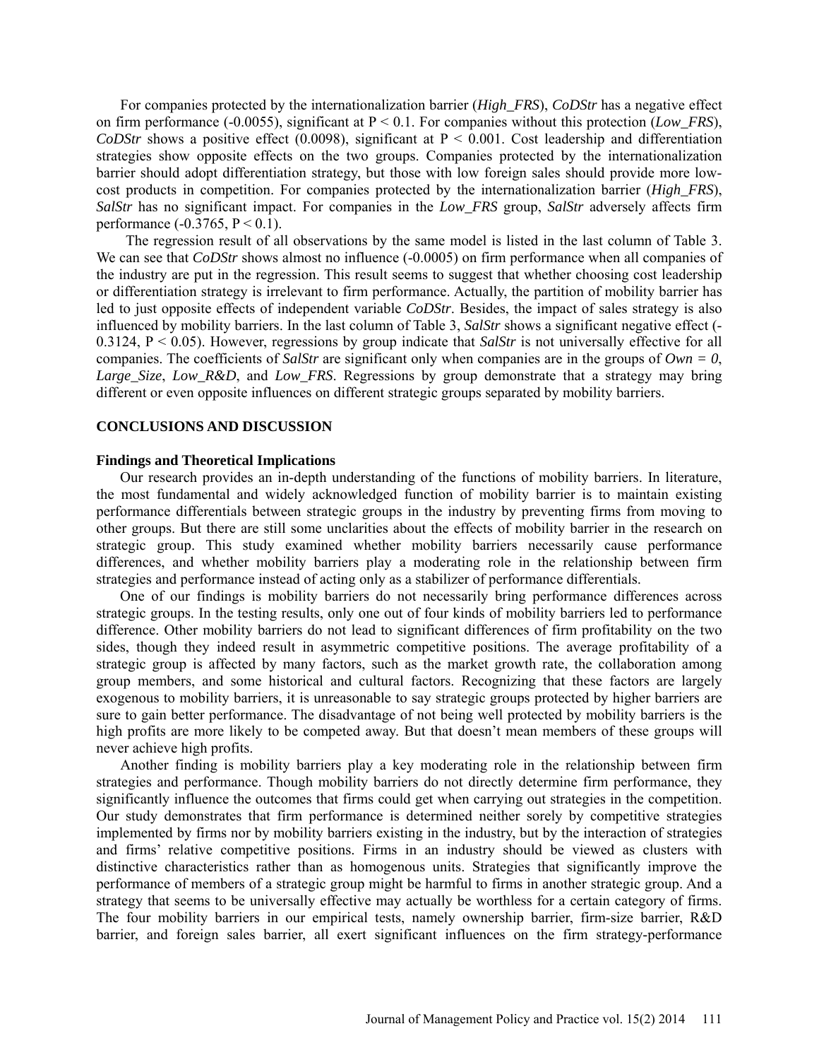For companies protected by the internationalization barrier (*High_FRS*), *CoDStr* has a negative effect on firm performance (-0.0055), significant at $P < 0.1$. For companies without this protection (*Low_FRS*), *CoDStr* shows a positive effect (0.0098), significant at $P < 0.001$. Cost leadership and differentiation strategies show opposite effects on the two groups. Companies protected by the internationalization barrier should adopt differentiation strategy, but those with low foreign sales should provide more low-cost products in competition. For companies protected by the internationalization barrier (*High_FRS*), *SalStr* has no significant impact. For companies in the *Low_FRS* group, *SalStr* adversely affects firm performance (-0.3765, $P < 0.1$).

The regression result of all observations by the same model is listed in the last column of Table 3. We can see that *CoDStr* shows almost no influence (-0.0005) on firm performance when all companies of the industry are put in the regression. This result seems to suggest that whether choosing cost leadership or differentiation strategy is irrelevant to firm performance. Actually, the partition of mobility barrier has led to just opposite effects of independent variable *CoDStr*. Besides, the impact of sales strategy is also influenced by mobility barriers. In the last column of Table 3, *SalStr* shows a significant negative effect (-0.3124, $P < 0.05$). However, regressions by group indicate that *SalStr* is not universally effective for all companies. The coefficients of *SalStr* are significant only when companies are in the groups of *Own = 0*, *Large_Size*, *Low_R&D*, and *Low_FRS*. Regressions by group demonstrate that a strategy may bring different or even opposite influences on different strategic groups separated by mobility barriers.

## CONCLUSIONS AND DISCUSSION

### Findings and Theoretical Implications

Our research provides an in-depth understanding of the functions of mobility barriers. In literature, the most fundamental and widely acknowledged function of mobility barrier is to maintain existing performance differentials between strategic groups in the industry by preventing firms from moving to other groups. But there are still some unclarities about the effects of mobility barrier in the research on strategic group. This study examined whether mobility barriers necessarily cause performance differences, and whether mobility barriers play a moderating role in the relationship between firm strategies and performance instead of acting only as a stabilizer of performance differentials.

One of our findings is mobility barriers do not necessarily bring performance differences across strategic groups. In the testing results, only one out of four kinds of mobility barriers led to performance difference. Other mobility barriers do not lead to significant differences of firm profitability on the two sides, though they indeed result in asymmetric competitive positions. The average profitability of a strategic group is affected by many factors, such as the market growth rate, the collaboration among group members, and some historical and cultural factors. Recognizing that these factors are largely exogenous to mobility barriers, it is unreasonable to say strategic groups protected by higher barriers are sure to gain better performance. The disadvantage of not being well protected by mobility barriers is the high profits are more likely to be competed away. But that doesn't mean members of these groups will never achieve high profits.

Another finding is mobility barriers play a key moderating role in the relationship between firm strategies and performance. Though mobility barriers do not directly determine firm performance, they significantly influence the outcomes that firms could get when carrying out strategies in the competition. Our study demonstrates that firm performance is determined neither sorely by competitive strategies implemented by firms nor by mobility barriers existing in the industry, but by the interaction of strategies and firms' relative competitive positions. Firms in an industry should be viewed as clusters with distinctive characteristics rather than as homogenous units. Strategies that significantly improve the performance of members of a strategic group might be harmful to firms in another strategic group. And a strategy that seems to be universally effective may actually be worthless for a certain category of firms. The four mobility barriers in our empirical tests, namely ownership barrier, firm-size barrier, R&D barrier, and foreign sales barrier, all exert significant influences on the firm strategy-performance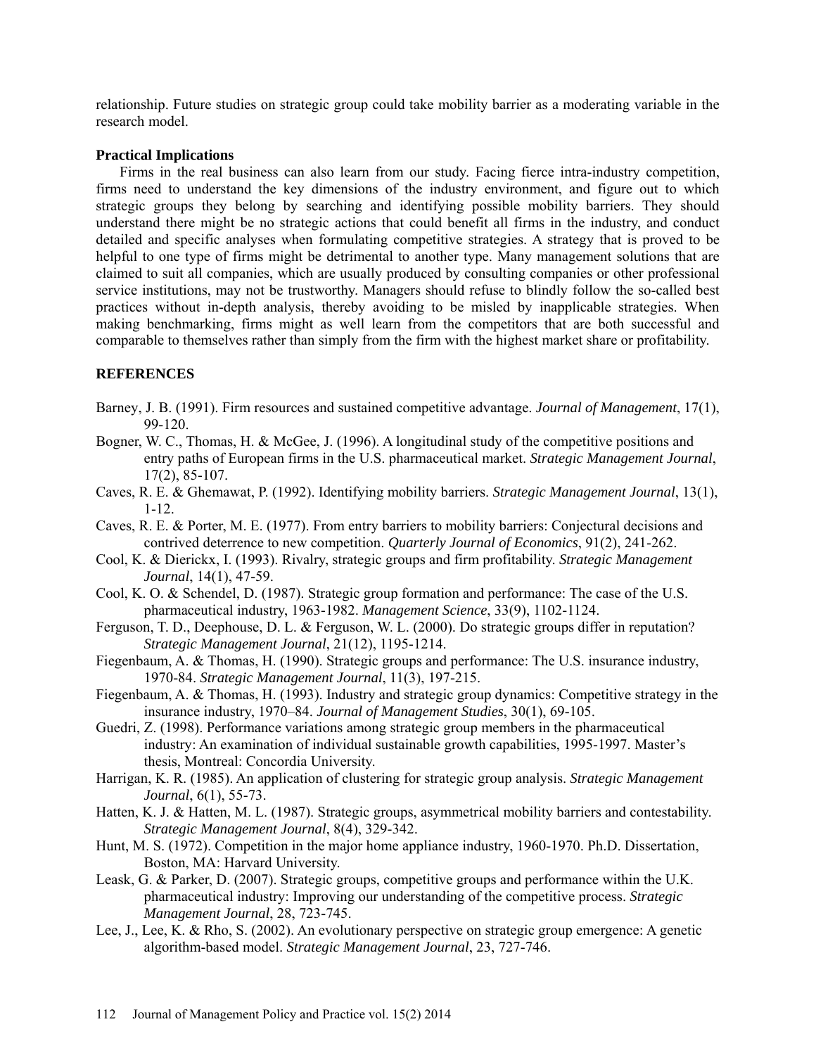relationship. Future studies on strategic group could take mobility barrier as a moderating variable in the research model.

### Practical Implications

Firms in the real business can also learn from our study. Facing fierce intra-industry competition, firms need to understand the key dimensions of the industry environment, and figure out to which strategic groups they belong by searching and identifying possible mobility barriers. They should understand there might be no strategic actions that could benefit all firms in the industry, and conduct detailed and specific analyses when formulating competitive strategies. A strategy that is proved to be helpful to one type of firms might be detrimental to another type. Many management solutions that are claimed to suit all companies, which are usually produced by consulting companies or other professional service institutions, may not be trustworthy. Managers should refuse to blindly follow the so-called best practices without in-depth analysis, thereby avoiding to be misled by inapplicable strategies. When making benchmarking, firms might as well learn from the competitors that are both successful and comparable to themselves rather than simply from the firm with the highest market share or profitability.

## REFERENCES

Barney, J. B. (1991). Firm resources and sustained competitive advantage. *Journal of Management*, 17(1), 99-120.

Bogner, W. C., Thomas, H. & McGee, J. (1996). A longitudinal study of the competitive positions and entry paths of European firms in the U.S. pharmaceutical market. *Strategic Management Journal*, 17(2), 85-107.

Caves, R. E. & Ghemawat, P. (1992). Identifying mobility barriers. *Strategic Management Journal*, 13(1), 1-12.

Caves, R. E. & Porter, M. E. (1977). From entry barriers to mobility barriers: Conjectural decisions and contrived deterrence to new competition. *Quarterly Journal of Economics*, 91(2), 241-262.

Cool, K. & Dierickx, I. (1993). Rivalry, strategic groups and firm profitability. *Strategic Management Journal*, 14(1), 47-59.

Cool, K. O. & Schendel, D. (1987). Strategic group formation and performance: The case of the U.S. pharmaceutical industry, 1963-1982. *Management Science*, 33(9), 1102-1124.

Ferguson, T. D., Deephouse, D. L. & Ferguson, W. L. (2000). Do strategic groups differ in reputation? *Strategic Management Journal*, 21(12), 1195-1214.

Fiegenbaum, A. & Thomas, H. (1990). Strategic groups and performance: The U.S. insurance industry, 1970-84. *Strategic Management Journal*, 11(3), 197-215.

Fiegenbaum, A. & Thomas, H. (1993). Industry and strategic group dynamics: Competitive strategy in the insurance industry, 1970–84. *Journal of Management Studies*, 30(1), 69-105.

Guedri, Z. (1998). Performance variations among strategic group members in the pharmaceutical industry: An examination of individual sustainable growth capabilities, 1995-1997. Master’s thesis, Montreal: Concordia University.

Harrigan, K. R. (1985). An application of clustering for strategic group analysis. *Strategic Management Journal*, 6(1), 55-73.

Hatten, K. J. & Hatten, M. L. (1987). Strategic groups, asymmetrical mobility barriers and contestability. *Strategic Management Journal*, 8(4), 329-342.

Hunt, M. S. (1972). Competition in the major home appliance industry, 1960-1970. Ph.D. Dissertation, Boston, MA: Harvard University.

Leask, G. & Parker, D. (2007). Strategic groups, competitive groups and performance within the U.K. pharmaceutical industry: Improving our understanding of the competitive process. *Strategic Management Journal*, 28, 723-745.

Lee, J., Lee, K. & Rho, S. (2002). An evolutionary perspective on strategic group emergence: A genetic algorithm-based model. *Strategic Management Journal*, 23, 727-746.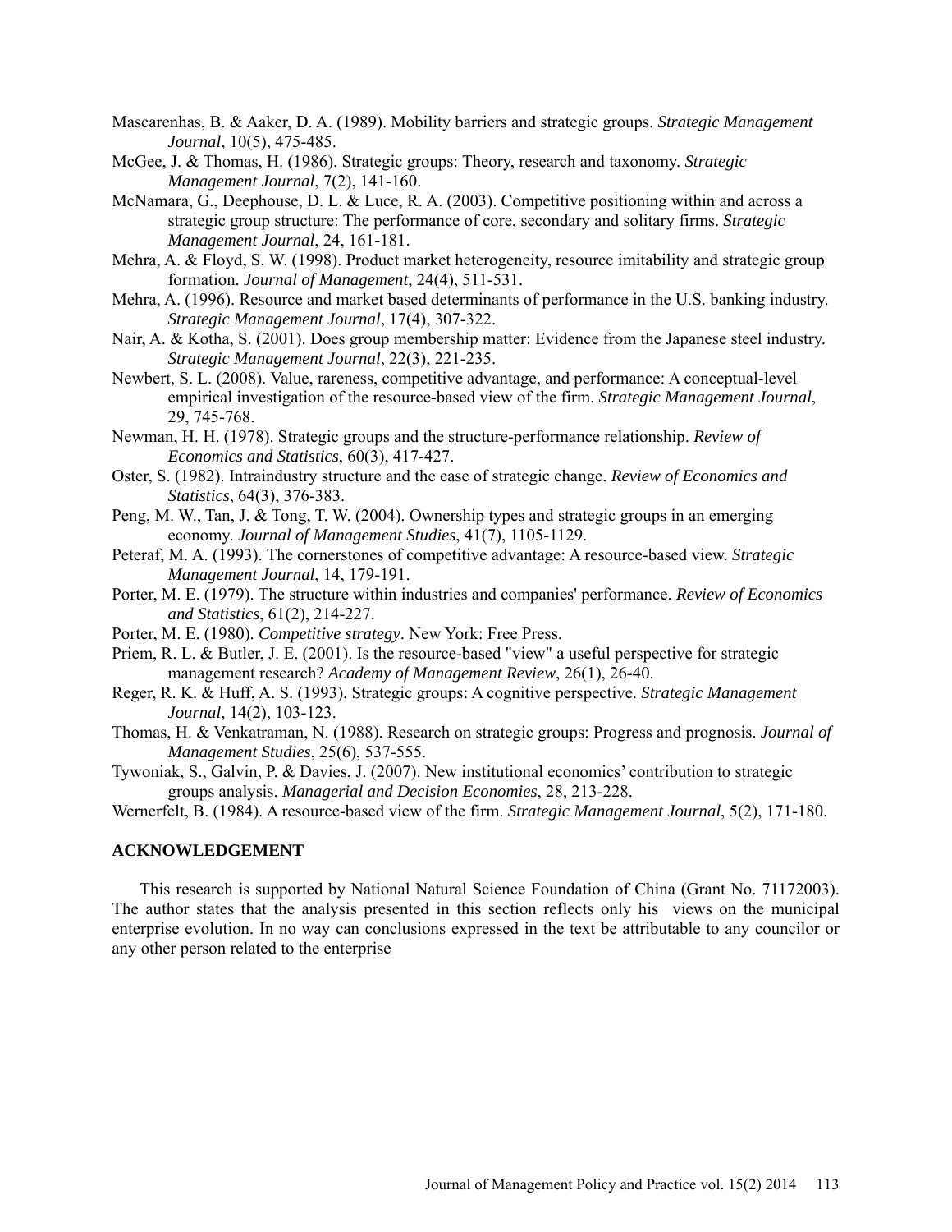Mascarenhas, B. & Aaker, D. A. (1989). Mobility barriers and strategic groups. *Strategic Management Journal*, 10(5), 475-485.

McGee, J. & Thomas, H. (1986). Strategic groups: Theory, research and taxonomy. *Strategic Management Journal*, 7(2), 141-160.

McNamara, G., Deephouse, D. L. & Luce, R. A. (2003). Competitive positioning within and across a strategic group structure: The performance of core, secondary and solitary firms. *Strategic Management Journal*, 24, 161-181.

Mehra, A. & Floyd, S. W. (1998). Product market heterogeneity, resource imitability and strategic group formation. *Journal of Management*, 24(4), 511-531.

Mehra, A. (1996). Resource and market based determinants of performance in the U.S. banking industry. *Strategic Management Journal*, 17(4), 307-322.

Nair, A. & Kotha, S. (2001). Does group membership matter: Evidence from the Japanese steel industry. *Strategic Management Journal*, 22(3), 221-235.

Newbert, S. L. (2008). Value, rareness, competitive advantage, and performance: A conceptual-level empirical investigation of the resource-based view of the firm. *Strategic Management Journal*, 29, 745-768.

Newman, H. H. (1978). Strategic groups and the structure-performance relationship. *Review of Economics and Statistics*, 60(3), 417-427.

Oster, S. (1982). Intraindustry structure and the ease of strategic change. *Review of Economics and Statistics*, 64(3), 376-383.

Peng, M. W., Tan, J. & Tong, T. W. (2004). Ownership types and strategic groups in an emerging economy. *Journal of Management Studies*, 41(7), 1105-1129.

Peteraf, M. A. (1993). The cornerstones of competitive advantage: A resource-based view. *Strategic Management Journal*, 14, 179-191.

Porter, M. E. (1979). The structure within industries and companies' performance. *Review of Economics and Statistics*, 61(2), 214-227.

Porter, M. E. (1980). *Competitive strategy*. New York: Free Press.

Priem, R. L. & Butler, J. E. (2001). Is the resource-based "view" a useful perspective for strategic management research? *Academy of Management Review*, 26(1), 26-40.

Reger, R. K. & Huff, A. S. (1993). Strategic groups: A cognitive perspective. *Strategic Management Journal*, 14(2), 103-123.

Thomas, H. & Venkatraman, N. (1988). Research on strategic groups: Progress and prognosis. *Journal of Management Studies*, 25(6), 537-555.

Tywoniak, S., Galvin, P. & Davies, J. (2007). New institutional economics' contribution to strategic groups analysis. *Managerial and Decision Economies*, 28, 213-228.

Wernerfelt, B. (1984). A resource-based view of the firm. *Strategic Management Journal*, 5(2), 171-180.

## ACKNOWLEDGEMENT

This research is supported by National Natural Science Foundation of China (Grant No. 71172003). The author states that the analysis presented in this section reflects only his views on the municipal enterprise evolution. In no way can conclusions expressed in the text be attributable to any councilor or any other person related to the enterprise